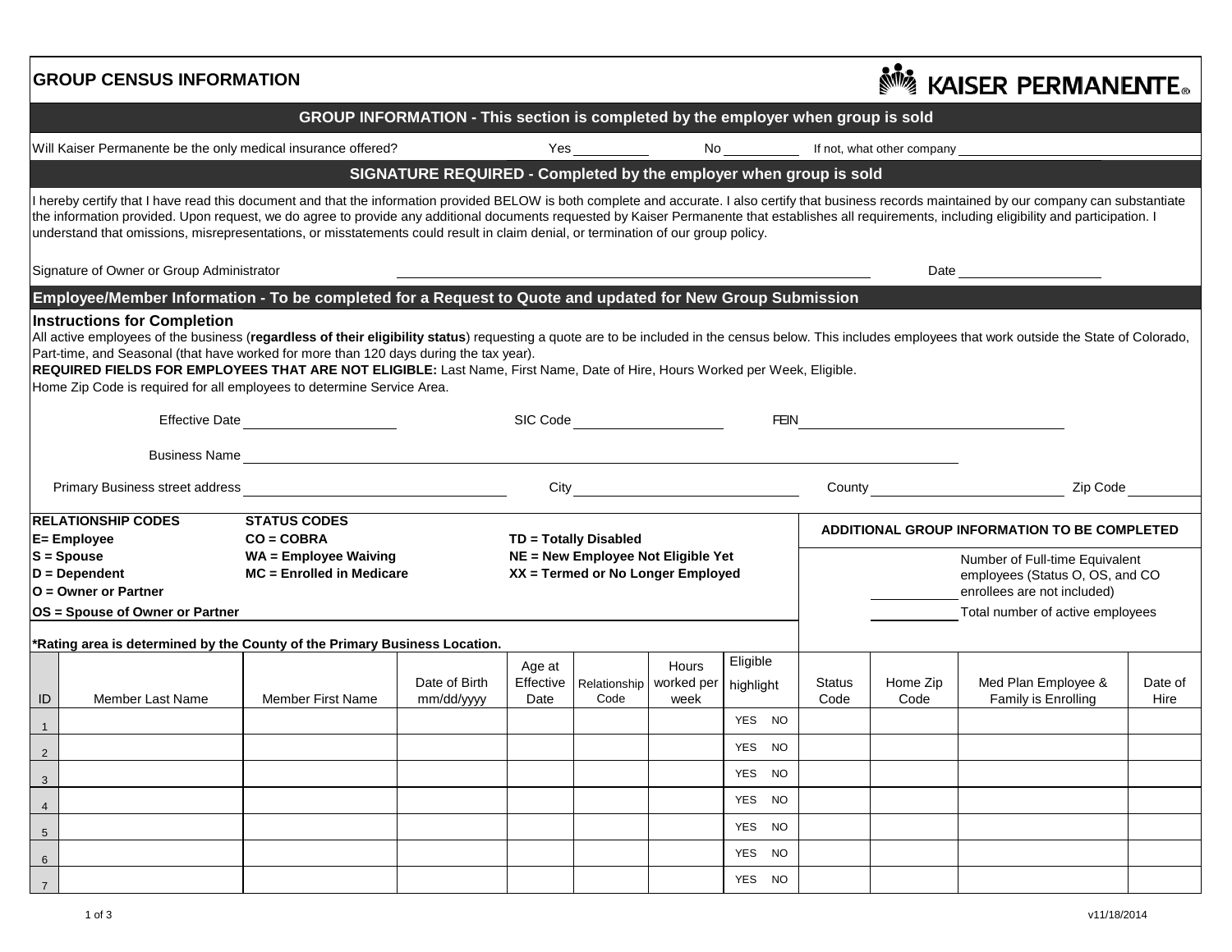# GROUP CENSUS INFORMATION

KAISER PERMANENTE®

## GROUP INFORMATION - This section is completed by the employer when group is sold

Will Kaiser Permanente be the only medical insurance offered? Yes __________ No __________ If not, what other company ______________________________

## SIGNATURE REQUIRED - Completed by the employer when group is sold

I hereby certify that I have read this document and that the information provided BELOW is both complete and accurate. I also certify that business records maintained by our company can substantiate the information provided. Upon request, we do agree to provide any additional documents requested by Kaiser Permanente that establishes all requirements, including eligibility and participation. I understand that omissions, misrepresentations, or misstatements could result in claim denial, or termination of our group policy.

Signature of Owner or Group Administrator ______________________________ Date ______________

## Employee/Member Information - To be completed for a Request to Quote and updated for New Group Submission

### Instructions for Completion

All active employees of the business (**regardless of their eligibility status**) requesting a quote are to be included in the census below. This includes employees that work outside the State of Colorado, Part-time, and Seasonal (that have worked for more than 120 days during the tax year).

**REQUIRED FIELDS FOR EMPLOYEES THAT ARE NOT ELIGIBLE:** Last Name, First Name, Date of Hire, Hours Worked per Week, Eligible.

Home Zip Code is required for all employees to determine Service Area.

Effective Date ______________ SIC Code ______________ FEIN ______________________

Business Name ______________________________________________

Primary Business street address ______________________ City ______________ County ______________ Zip Code __________

**RELATIONSHIP CODES**
- **E= Employee**
- **S = Spouse**
- **D = Dependent**
- **O = Owner or Partner**
- **OS = Spouse of Owner or Partner**

**STATUS CODES**
- **CO = COBRA**
- **WA = Employee Waiving**
- **MC = Enrolled in Medicare**
- **TD = Totally Disabled**
- **NE = New Employee Not Eligible Yet**
- **XX = Termed or No Longer Employed**

**ADDITIONAL GROUP INFORMATION TO BE COMPLETED**

__________ Number of Full-time Equivalent employees (Status O, OS, and CO enrollees are not included)

__________ Total number of active employees

**\*Rating area is determined by the County of the Primary Business Location.**

| ID | Member Last Name | Member First Name | Date of Birth mm/dd/yyyy | Age at Effective Date | Relationship Code | Hours worked per week | Eligible highlight | Status Code | Home Zip Code | Med Plan Employee & Family is Enrolling | Date of Hire |
|---|---|---|---|---|---|---|---|---|---|---|---|
| 1 | | | | | | | YES NO | | | | |
| 2 | | | | | | | YES NO | | | | |
| 3 | | | | | | | YES NO | | | | |
| 4 | | | | | | | YES NO | | | | |
| 5 | | | | | | | YES NO | | | | |
| 6 | | | | | | | YES NO | | | | |
| 7 | | | | | | | YES NO | | | | |

v11/18/2014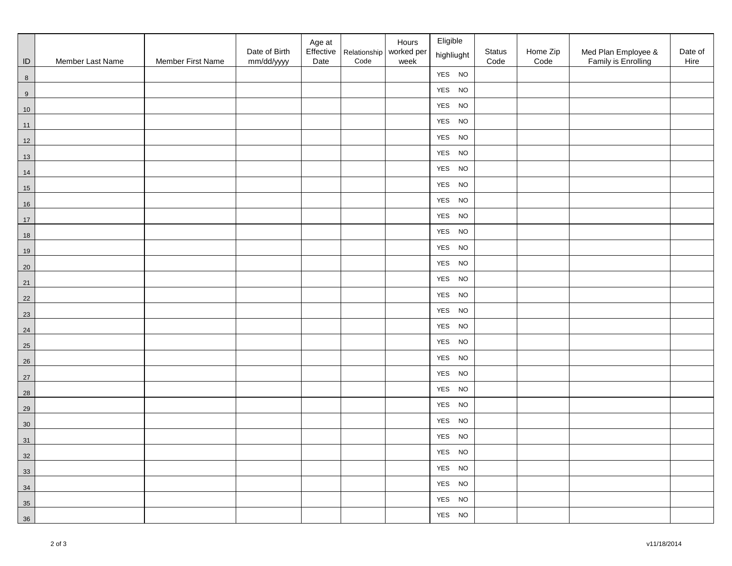| ID | Member Last Name | Member First Name | Date of Birth mm/dd/yyyy | Age at Effective Date | Relationship Code | Hours worked per week | Eligible highliught | Status Code | Home Zip Code | Med Plan Employee & Family is Enrolling | Date of Hire |
|---|---|---|---|---|---|---|---|---|---|---|---|
| 8 | | | | | | | YES NO | | | | |
| 9 | | | | | | | YES NO | | | | |
| 10 | | | | | | | YES NO | | | | |
| 11 | | | | | | | YES NO | | | | |
| 12 | | | | | | | YES NO | | | | |
| 13 | | | | | | | YES NO | | | | |
| 14 | | | | | | | YES NO | | | | |
| 15 | | | | | | | YES NO | | | | |
| 16 | | | | | | | YES NO | | | | |
| 17 | | | | | | | YES NO | | | | |
| 18 | | | | | | | YES NO | | | | |
| 19 | | | | | | | YES NO | | | | |
| 20 | | | | | | | YES NO | | | | |
| 21 | | | | | | | YES NO | | | | |
| 22 | | | | | | | YES NO | | | | |
| 23 | | | | | | | YES NO | | | | |
| 24 | | | | | | | YES NO | | | | |
| 25 | | | | | | | YES NO | | | | |
| 26 | | | | | | | YES NO | | | | |
| 27 | | | | | | | YES NO | | | | |
| 28 | | | | | | | YES NO | | | | |
| 29 | | | | | | | YES NO | | | | |
| 30 | | | | | | | YES NO | | | | |
| 31 | | | | | | | YES NO | | | | |
| 32 | | | | | | | YES NO | | | | |
| 33 | | | | | | | YES NO | | | | |
| 34 | | | | | | | YES NO | | | | |
| 35 | | | | | | | YES NO | | | | |
| 36 | | | | | | | YES NO | | | | |

v11/18/2014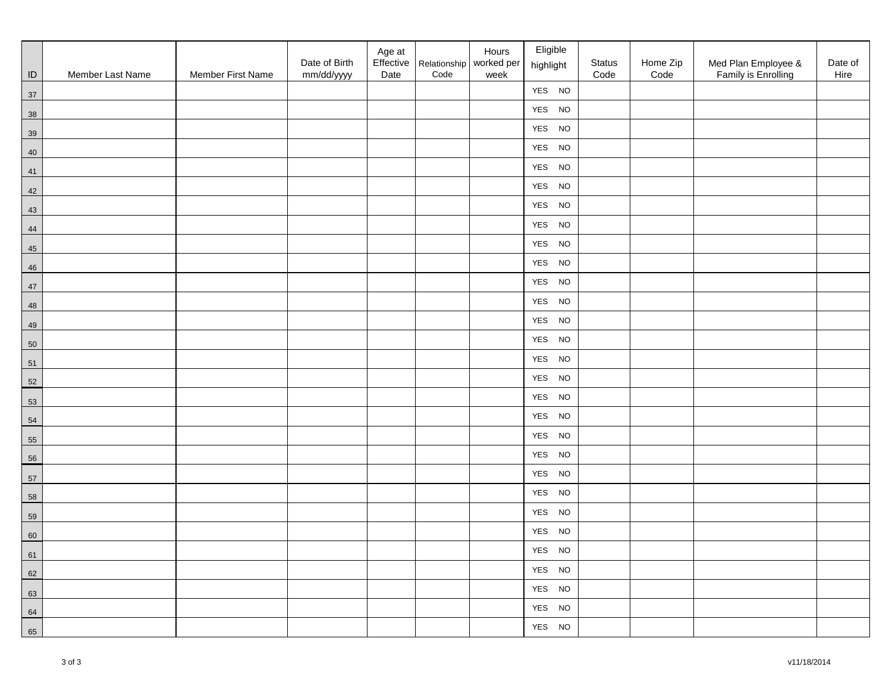| ID | Member Last Name | Member First Name | Date of Birth mm/dd/yyyy | Age at Effective Date | Relationship Code | Hours worked per week | Eligible highlight | Status Code | Home Zip Code | Med Plan Employee & Family is Enrolling | Date of Hire |
|---|---|---|---|---|---|---|---|---|---|---|---|
| 37 | | | | | | | YES NO | | | | |
| 38 | | | | | | | YES NO | | | | |
| 39 | | | | | | | YES NO | | | | |
| 40 | | | | | | | YES NO | | | | |
| 41 | | | | | | | YES NO | | | | |
| 42 | | | | | | | YES NO | | | | |
| 43 | | | | | | | YES NO | | | | |
| 44 | | | | | | | YES NO | | | | |
| 45 | | | | | | | YES NO | | | | |
| 46 | | | | | | | YES NO | | | | |
| 47 | | | | | | | YES NO | | | | |
| 48 | | | | | | | YES NO | | | | |
| 49 | | | | | | | YES NO | | | | |
| 50 | | | | | | | YES NO | | | | |
| 51 | | | | | | | YES NO | | | | |
| 52 | | | | | | | YES NO | | | | |
| 53 | | | | | | | YES NO | | | | |
| 54 | | | | | | | YES NO | | | | |
| 55 | | | | | | | YES NO | | | | |
| 56 | | | | | | | YES NO | | | | |
| 57 | | | | | | | YES NO | | | | |
| 58 | | | | | | | YES NO | | | | |
| 59 | | | | | | | YES NO | | | | |
| 60 | | | | | | | YES NO | | | | |
| 61 | | | | | | | YES NO | | | | |
| 62 | | | | | | | YES NO | | | | |
| 63 | | | | | | | YES NO | | | | |
| 64 | | | | | | | YES NO | | | | |
| 65 | | | | | | | YES NO | | | | |

v11/18/2014